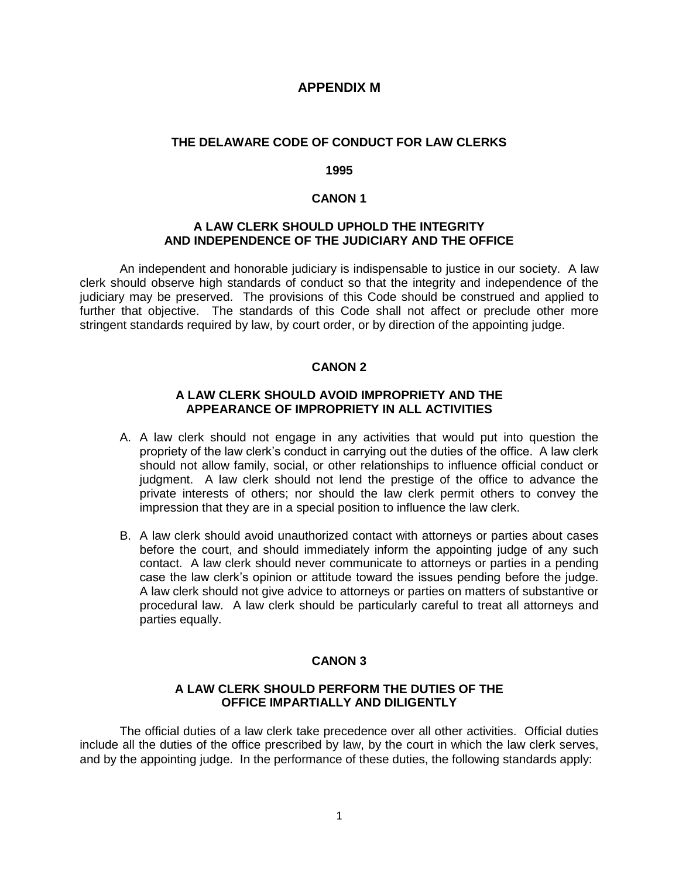# APPENDIX M

## THE DELAWARE CODE OF CONDUCT FOR LAW CLERKS

**1995**

### CANON 1

### A LAW CLERK SHOULD UPHOLD THE INTEGRITY AND INDEPENDENCE OF THE JUDICIARY AND THE OFFICE

An independent and honorable judiciary is indispensable to justice in our society. A law clerk should observe high standards of conduct so that the integrity and independence of the judiciary may be preserved. The provisions of this Code should be construed and applied to further that objective. The standards of this Code shall not affect or preclude other more stringent standards required by law, by court order, or by direction of the appointing judge.

### CANON 2

### A LAW CLERK SHOULD AVOID IMPROPRIETY AND THE APPEARANCE OF IMPROPRIETY IN ALL ACTIVITIES

A. A law clerk should not engage in any activities that would put into question the propriety of the law clerk's conduct in carrying out the duties of the office. A law clerk should not allow family, social, or other relationships to influence official conduct or judgment. A law clerk should not lend the prestige of the office to advance the private interests of others; nor should the law clerk permit others to convey the impression that they are in a special position to influence the law clerk.

B. A law clerk should avoid unauthorized contact with attorneys or parties about cases before the court, and should immediately inform the appointing judge of any such contact. A law clerk should never communicate to attorneys or parties in a pending case the law clerk's opinion or attitude toward the issues pending before the judge. A law clerk should not give advice to attorneys or parties on matters of substantive or procedural law. A law clerk should be particularly careful to treat all attorneys and parties equally.

### CANON 3

### A LAW CLERK SHOULD PERFORM THE DUTIES OF THE OFFICE IMPARTIALLY AND DILIGENTLY

The official duties of a law clerk take precedence over all other activities. Official duties include all the duties of the office prescribed by law, by the court in which the law clerk serves, and by the appointing judge. In the performance of these duties, the following standards apply: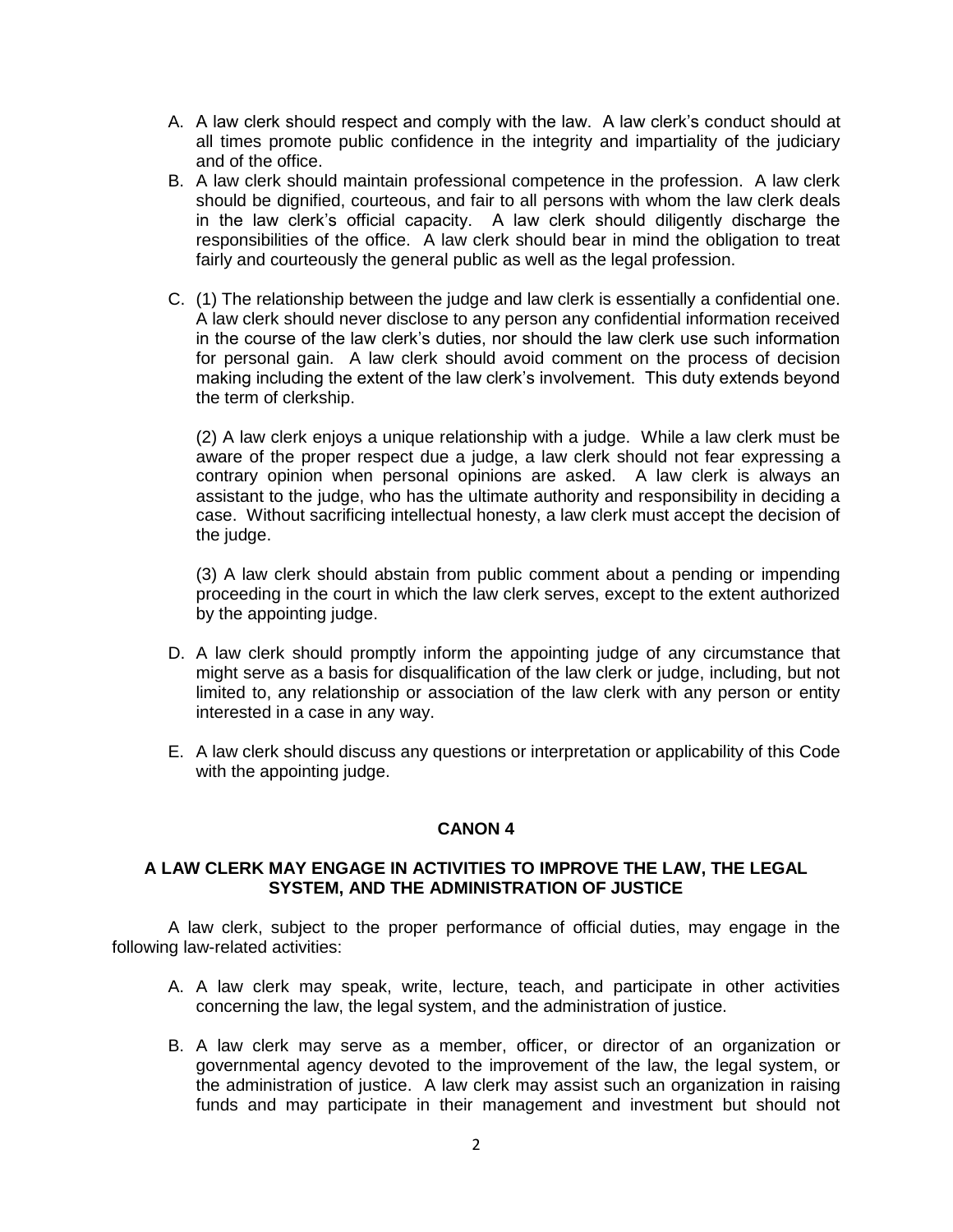A. A law clerk should respect and comply with the law. A law clerk's conduct should at all times promote public confidence in the integrity and impartiality of the judiciary and of the office.

B. A law clerk should maintain professional competence in the profession. A law clerk should be dignified, courteous, and fair to all persons with whom the law clerk deals in the law clerk's official capacity. A law clerk should diligently discharge the responsibilities of the office. A law clerk should bear in mind the obligation to treat fairly and courteously the general public as well as the legal profession.

C. (1) The relationship between the judge and law clerk is essentially a confidential one. A law clerk should never disclose to any person any confidential information received in the course of the law clerk's duties, nor should the law clerk use such information for personal gain. A law clerk should avoid comment on the process of decision making including the extent of the law clerk's involvement. This duty extends beyond the term of clerkship.

   (2) A law clerk enjoys a unique relationship with a judge. While a law clerk must be aware of the proper respect due a judge, a law clerk should not fear expressing a contrary opinion when personal opinions are asked. A law clerk is always an assistant to the judge, who has the ultimate authority and responsibility in deciding a case. Without sacrificing intellectual honesty, a law clerk must accept the decision of the judge.

   (3) A law clerk should abstain from public comment about a pending or impending proceeding in the court in which the law clerk serves, except to the extent authorized by the appointing judge.

D. A law clerk should promptly inform the appointing judge of any circumstance that might serve as a basis for disqualification of the law clerk or judge, including, but not limited to, any relationship or association of the law clerk with any person or entity interested in a case in any way.

E. A law clerk should discuss any questions or interpretation or applicability of this Code with the appointing judge.

## CANON 4

### A LAW CLERK MAY ENGAGE IN ACTIVITIES TO IMPROVE THE LAW, THE LEGAL SYSTEM, AND THE ADMINISTRATION OF JUSTICE

A law clerk, subject to the proper performance of official duties, may engage in the following law-related activities:

A. A law clerk may speak, write, lecture, teach, and participate in other activities concerning the law, the legal system, and the administration of justice.

B. A law clerk may serve as a member, officer, or director of an organization or governmental agency devoted to the improvement of the law, the legal system, or the administration of justice. A law clerk may assist such an organization in raising funds and may participate in their management and investment but should not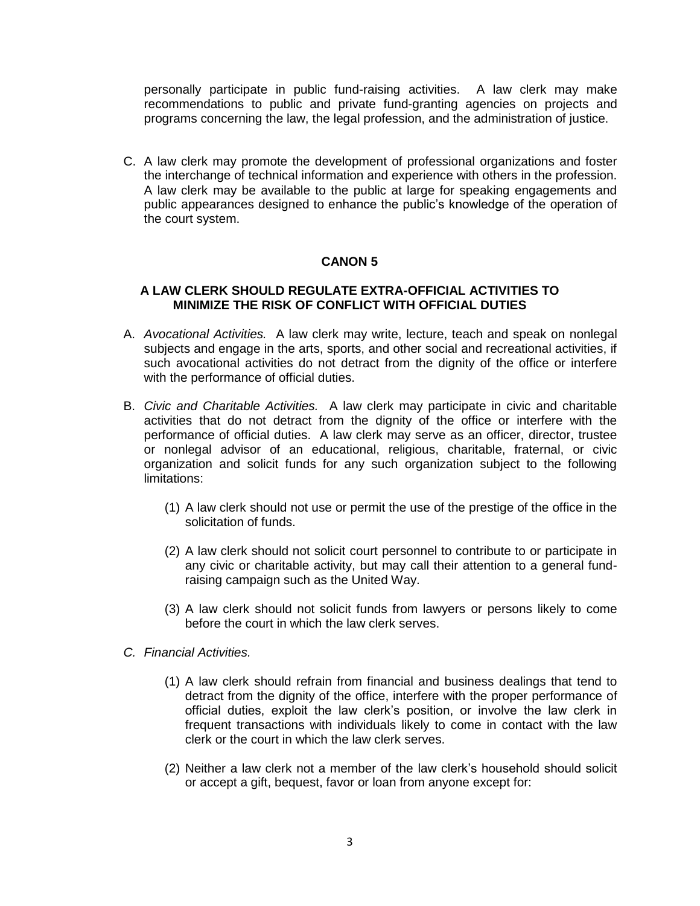personally participate in public fund-raising activities. A law clerk may make recommendations to public and private fund-granting agencies on projects and programs concerning the law, the legal profession, and the administration of justice.

C. A law clerk may promote the development of professional organizations and foster the interchange of technical information and experience with others in the profession. A law clerk may be available to the public at large for speaking engagements and public appearances designed to enhance the public's knowledge of the operation of the court system.

## CANON 5

### A LAW CLERK SHOULD REGULATE EXTRA-OFFICIAL ACTIVITIES TO MINIMIZE THE RISK OF CONFLICT WITH OFFICIAL DUTIES

A. *Avocational Activities.* A law clerk may write, lecture, teach and speak on nonlegal subjects and engage in the arts, sports, and other social and recreational activities, if such avocational activities do not detract from the dignity of the office or interfere with the performance of official duties.

B. *Civic and Charitable Activities.* A law clerk may participate in civic and charitable activities that do not detract from the dignity of the office or interfere with the performance of official duties. A law clerk may serve as an officer, director, trustee or nonlegal advisor of an educational, religious, charitable, fraternal, or civic organization and solicit funds for any such organization subject to the following limitations:

   (1) A law clerk should not use or permit the use of the prestige of the office in the solicitation of funds.

   (2) A law clerk should not solicit court personnel to contribute to or participate in any civic or charitable activity, but may call their attention to a general fund-raising campaign such as the United Way.

   (3) A law clerk should not solicit funds from lawyers or persons likely to come before the court in which the law clerk serves.

*C. Financial Activities.*

   (1) A law clerk should refrain from financial and business dealings that tend to detract from the dignity of the office, interfere with the proper performance of official duties, exploit the law clerk's position, or involve the law clerk in frequent transactions with individuals likely to come in contact with the law clerk or the court in which the law clerk serves.

   (2) Neither a law clerk not a member of the law clerk's household should solicit or accept a gift, bequest, favor or loan from anyone except for: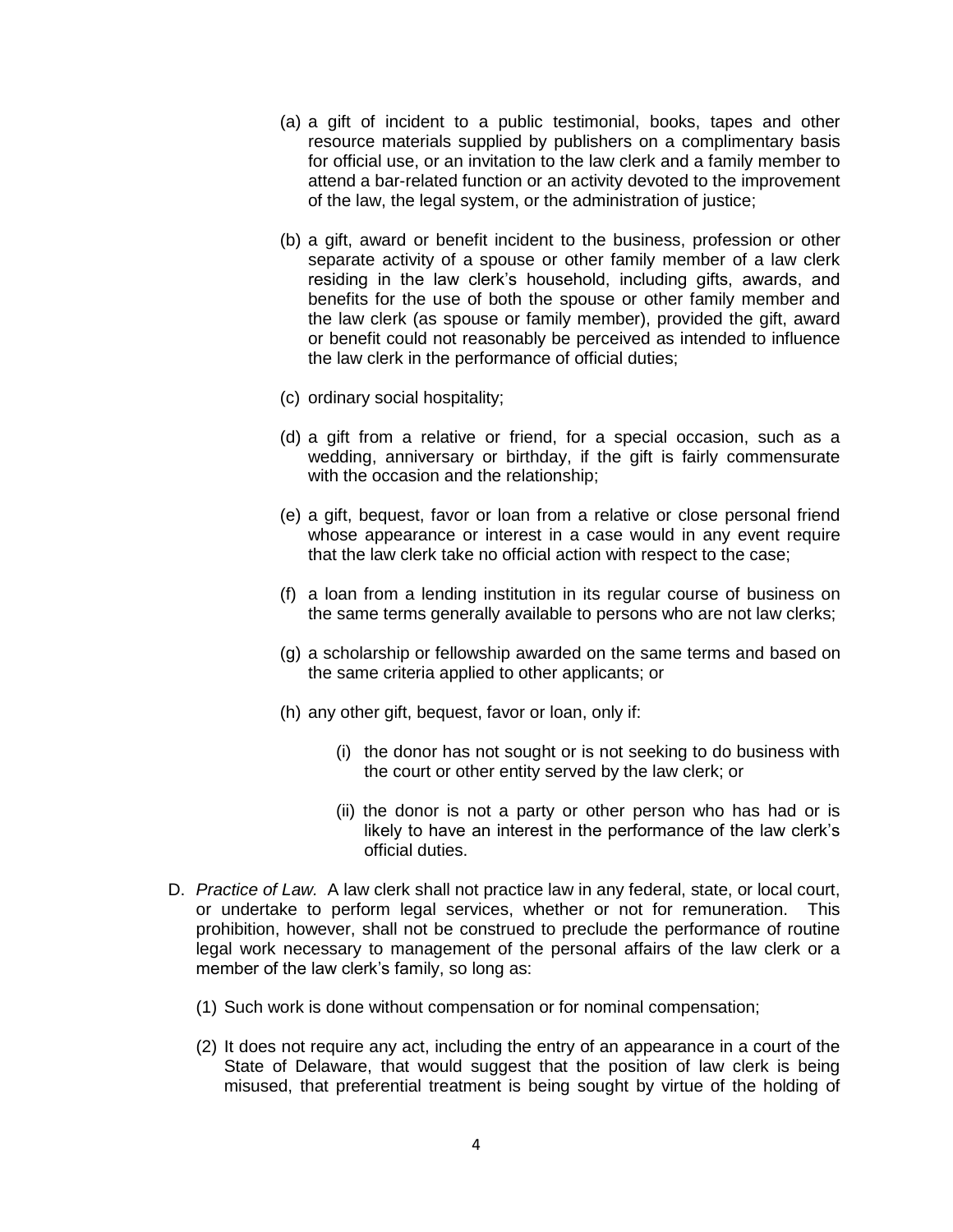(a) a gift of incident to a public testimonial, books, tapes and other resource materials supplied by publishers on a complimentary basis for official use, or an invitation to the law clerk and a family member to attend a bar-related function or an activity devoted to the improvement of the law, the legal system, or the administration of justice;

(b) a gift, award or benefit incident to the business, profession or other separate activity of a spouse or other family member of a law clerk residing in the law clerk's household, including gifts, awards, and benefits for the use of both the spouse or other family member and the law clerk (as spouse or family member), provided the gift, award or benefit could not reasonably be perceived as intended to influence the law clerk in the performance of official duties;

(c) ordinary social hospitality;

(d) a gift from a relative or friend, for a special occasion, such as a wedding, anniversary or birthday, if the gift is fairly commensurate with the occasion and the relationship;

(e) a gift, bequest, favor or loan from a relative or close personal friend whose appearance or interest in a case would in any event require that the law clerk take no official action with respect to the case;

(f) a loan from a lending institution in its regular course of business on the same terms generally available to persons who are not law clerks;

(g) a scholarship or fellowship awarded on the same terms and based on the same criteria applied to other applicants; or

(h) any other gift, bequest, favor or loan, only if:

(i) the donor has not sought or is not seeking to do business with the court or other entity served by the law clerk; or

(ii) the donor is not a party or other person who has had or is likely to have an interest in the performance of the law clerk's official duties.

D. *Practice of Law.* A law clerk shall not practice law in any federal, state, or local court, or undertake to perform legal services, whether or not for remuneration. This prohibition, however, shall not be construed to preclude the performance of routine legal work necessary to management of the personal affairs of the law clerk or a member of the law clerk's family, so long as:

(1) Such work is done without compensation or for nominal compensation;

(2) It does not require any act, including the entry of an appearance in a court of the State of Delaware, that would suggest that the position of law clerk is being misused, that preferential treatment is being sought by virtue of the holding of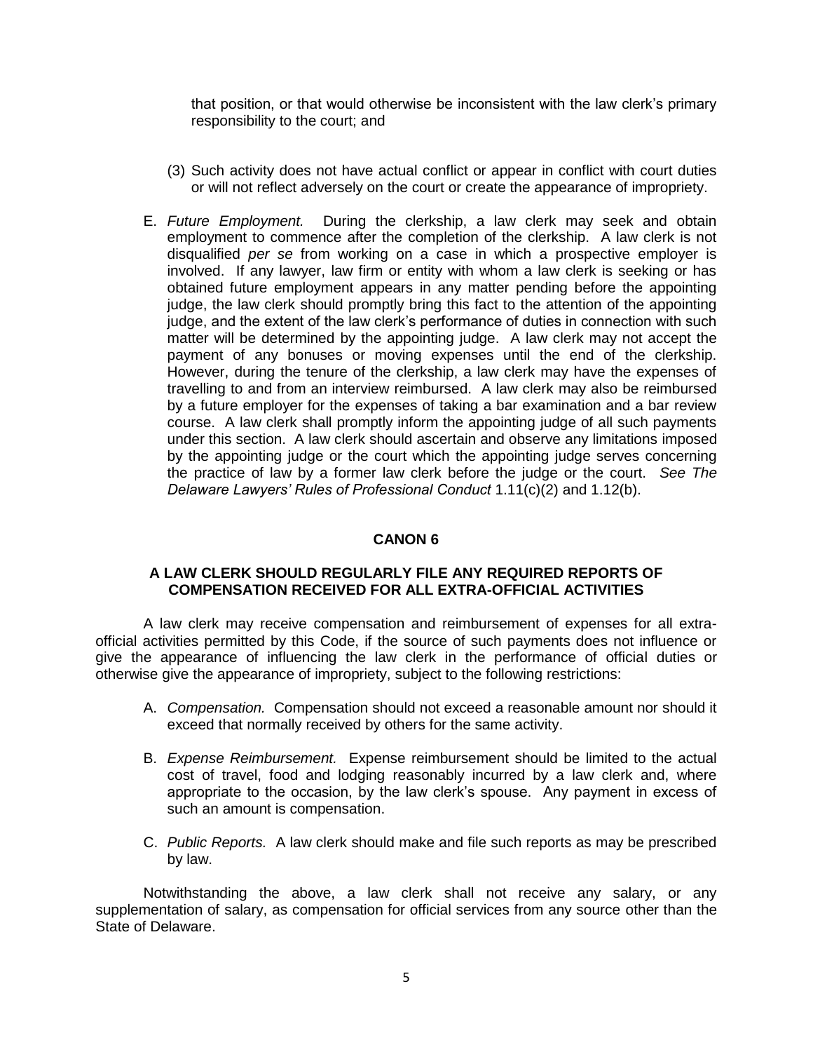that position, or that would otherwise be inconsistent with the law clerk's primary responsibility to the court; and

(3) Such activity does not have actual conflict or appear in conflict with court duties or will not reflect adversely on the court or create the appearance of impropriety.

E. *Future Employment.* During the clerkship, a law clerk may seek and obtain employment to commence after the completion of the clerkship. A law clerk is not disqualified *per se* from working on a case in which a prospective employer is involved. If any lawyer, law firm or entity with whom a law clerk is seeking or has obtained future employment appears in any matter pending before the appointing judge, the law clerk should promptly bring this fact to the attention of the appointing judge, and the extent of the law clerk's performance of duties in connection with such matter will be determined by the appointing judge. A law clerk may not accept the payment of any bonuses or moving expenses until the end of the clerkship. However, during the tenure of the clerkship, a law clerk may have the expenses of travelling to and from an interview reimbursed. A law clerk may also be reimbursed by a future employer for the expenses of taking a bar examination and a bar review course. A law clerk shall promptly inform the appointing judge of all such payments under this section. A law clerk should ascertain and observe any limitations imposed by the appointing judge or the court which the appointing judge serves concerning the practice of law by a former law clerk before the judge or the court. *See The Delaware Lawyers' Rules of Professional Conduct* 1.11(c)(2) and 1.12(b).

## CANON 6

### A LAW CLERK SHOULD REGULARLY FILE ANY REQUIRED REPORTS OF COMPENSATION RECEIVED FOR ALL EXTRA-OFFICIAL ACTIVITIES

A law clerk may receive compensation and reimbursement of expenses for all extra-official activities permitted by this Code, if the source of such payments does not influence or give the appearance of influencing the law clerk in the performance of official duties or otherwise give the appearance of impropriety, subject to the following restrictions:

A. *Compensation.* Compensation should not exceed a reasonable amount nor should it exceed that normally received by others for the same activity.

B. *Expense Reimbursement.* Expense reimbursement should be limited to the actual cost of travel, food and lodging reasonably incurred by a law clerk and, where appropriate to the occasion, by the law clerk's spouse. Any payment in excess of such an amount is compensation.

C. *Public Reports.* A law clerk should make and file such reports as may be prescribed by law.

Notwithstanding the above, a law clerk shall not receive any salary, or any supplementation of salary, as compensation for official services from any source other than the State of Delaware.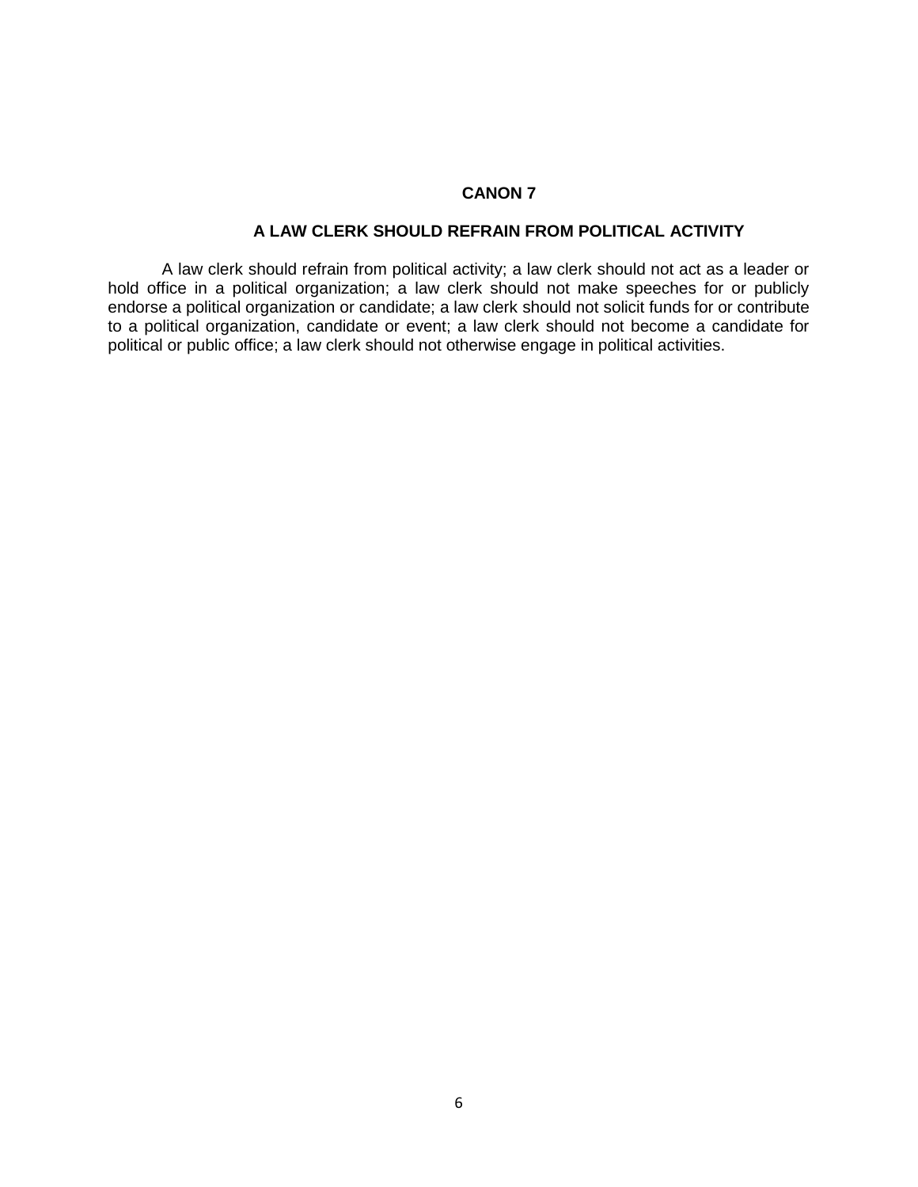## CANON 7

### A LAW CLERK SHOULD REFRAIN FROM POLITICAL ACTIVITY

A law clerk should refrain from political activity; a law clerk should not act as a leader or hold office in a political organization; a law clerk should not make speeches for or publicly endorse a political organization or candidate; a law clerk should not solicit funds for or contribute to a political organization, candidate or event; a law clerk should not become a candidate for political or public office; a law clerk should not otherwise engage in political activities.